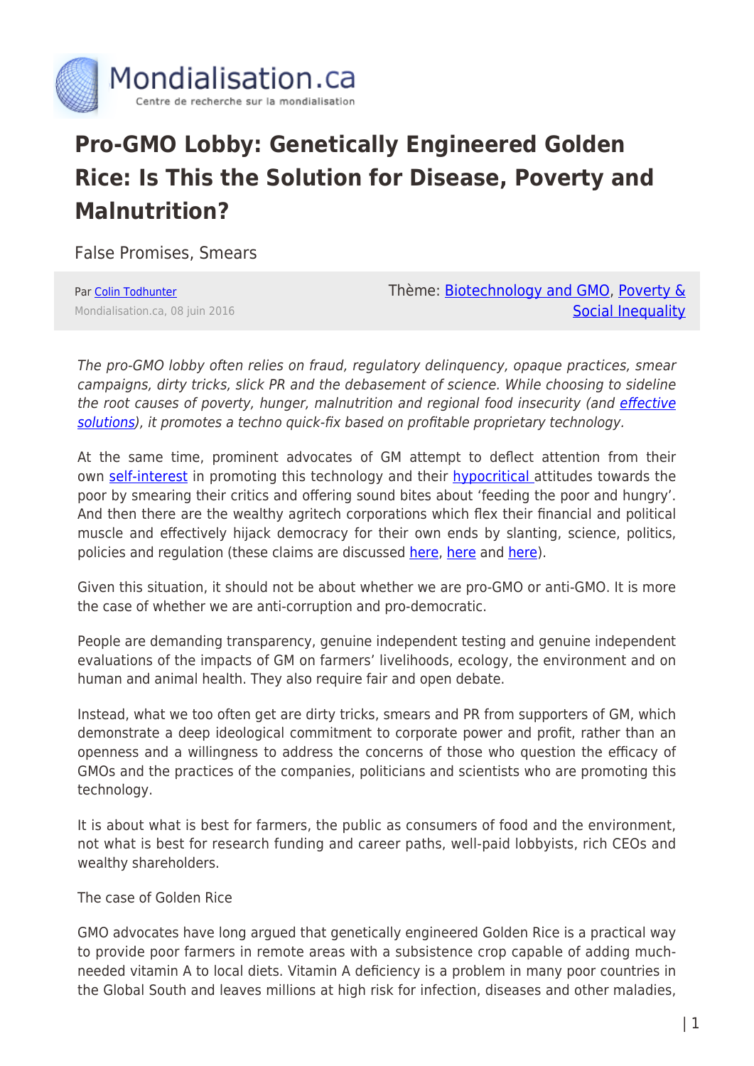# Pro-GMO Lobby: Genetically Engineered Golden Rice: Is This the Solution for Disease, Poverty and Malnutrition?

False Promises, Smears

Par Colin Todhunter

Mondialisation.ca, 08 juin 2016

Thème: Biotechnology and GMO, Poverty & Social Inequality

*The pro-GMO lobby often relies on fraud, regulatory delinquency, opaque practices, smear campaigns, dirty tricks, slick PR and the debasement of science. While choosing to sideline the root causes of poverty, hunger, malnutrition and regional food insecurity (and effective solutions), it promotes a techno quick-fix based on profitable proprietary technology.*

At the same time, prominent advocates of GM attempt to deflect attention from their own self-interest in promoting this technology and their hypocritical attitudes towards the poor by smearing their critics and offering sound bites about 'feeding the poor and hungry'. And then there are the wealthy agritech corporations which flex their financial and political muscle and effectively hijack democracy for their own ends by slanting, science, politics, policies and regulation (these claims are discussed here, here and here).

Given this situation, it should not be about whether we are pro-GMO or anti-GMO. It is more the case of whether we are anti-corruption and pro-democratic.

People are demanding transparency, genuine independent testing and genuine independent evaluations of the impacts of GM on farmers' livelihoods, ecology, the environment and on human and animal health. They also require fair and open debate.

Instead, what we too often get are dirty tricks, smears and PR from supporters of GM, which demonstrate a deep ideological commitment to corporate power and profit, rather than an openness and a willingness to address the concerns of those who question the efficacy of GMOs and the practices of the companies, politicians and scientists who are promoting this technology.

It is about what is best for farmers, the public as consumers of food and the environment, not what is best for research funding and career paths, well-paid lobbyists, rich CEOs and wealthy shareholders.

The case of Golden Rice

GMO advocates have long argued that genetically engineered Golden Rice is a practical way to provide poor farmers in remote areas with a subsistence crop capable of adding much-needed vitamin A to local diets. Vitamin A deficiency is a problem in many poor countries in the Global South and leaves millions at high risk for infection, diseases and other maladies,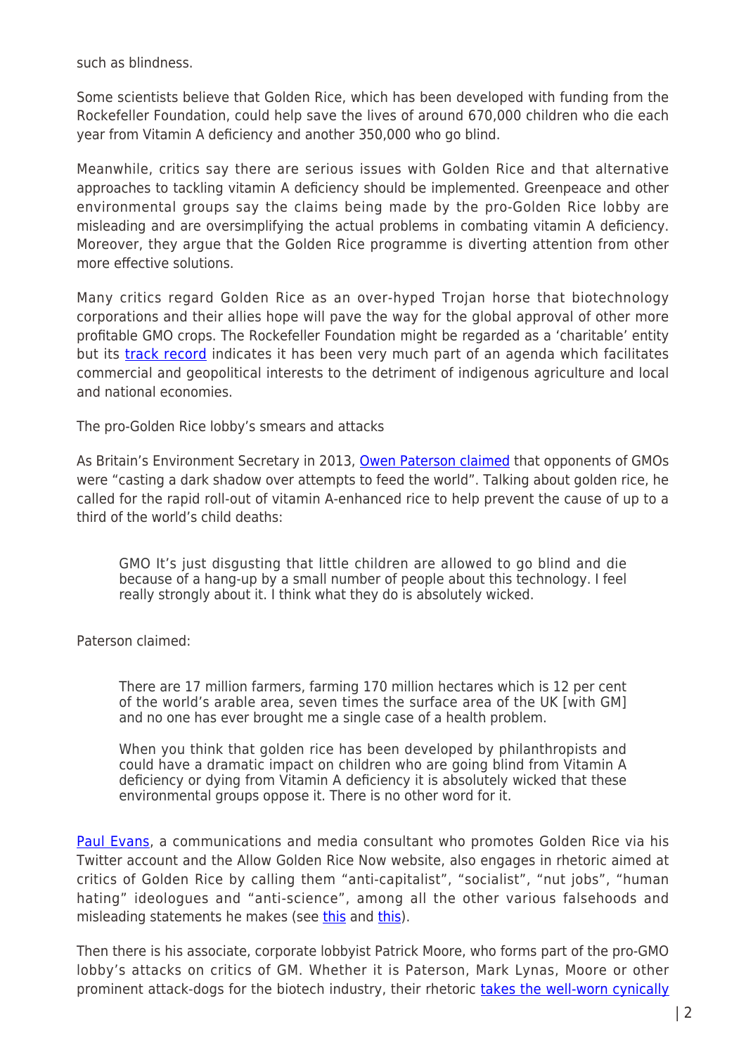such as blindness.

Some scientists believe that Golden Rice, which has been developed with funding from the Rockefeller Foundation, could help save the lives of around 670,000 children who die each year from Vitamin A deficiency and another 350,000 who go blind.

Meanwhile, critics say there are serious issues with Golden Rice and that alternative approaches to tackling vitamin A deficiency should be implemented. Greenpeace and other environmental groups say the claims being made by the pro-Golden Rice lobby are misleading and are oversimplifying the actual problems in combating vitamin A deficiency. Moreover, they argue that the Golden Rice programme is diverting attention from other more effective solutions.

Many critics regard Golden Rice as an over-hyped Trojan horse that biotechnology corporations and their allies hope will pave the way for the global approval of other more profitable GMO crops. The Rockefeller Foundation might be regarded as a 'charitable' entity but its track record indicates it has been very much part of an agenda which facilitates commercial and geopolitical interests to the detriment of indigenous agriculture and local and national economies.

## The pro-Golden Rice lobby's smears and attacks

As Britain's Environment Secretary in 2013, Owen Paterson claimed that opponents of GMOs were "casting a dark shadow over attempts to feed the world". Talking about golden rice, he called for the rapid roll-out of vitamin A-enhanced rice to help prevent the cause of up to a third of the world's child deaths:

> GMO It's just disgusting that little children are allowed to go blind and die because of a hang-up by a small number of people about this technology. I feel really strongly about it. I think what they do is absolutely wicked.

Paterson claimed:

> There are 17 million farmers, farming 170 million hectares which is 12 per cent of the world's arable area, seven times the surface area of the UK [with GM] and no one has ever brought me a single case of a health problem.
>
> When you think that golden rice has been developed by philanthropists and could have a dramatic impact on children who are going blind from Vitamin A deficiency or dying from Vitamin A deficiency it is absolutely wicked that these environmental groups oppose it. There is no other word for it.

Paul Evans, a communications and media consultant who promotes Golden Rice via his Twitter account and the Allow Golden Rice Now website, also engages in rhetoric aimed at critics of Golden Rice by calling them "anti-capitalist", "socialist", "nut jobs", "human hating" ideologues and "anti-science", among all the other various falsehoods and misleading statements he makes (see this and this).

Then there is his associate, corporate lobbyist Patrick Moore, who forms part of the pro-GMO lobby's attacks on critics of GM. Whether it is Paterson, Mark Lynas, Moore or other prominent attack-dogs for the biotech industry, their rhetoric takes the well-worn cynically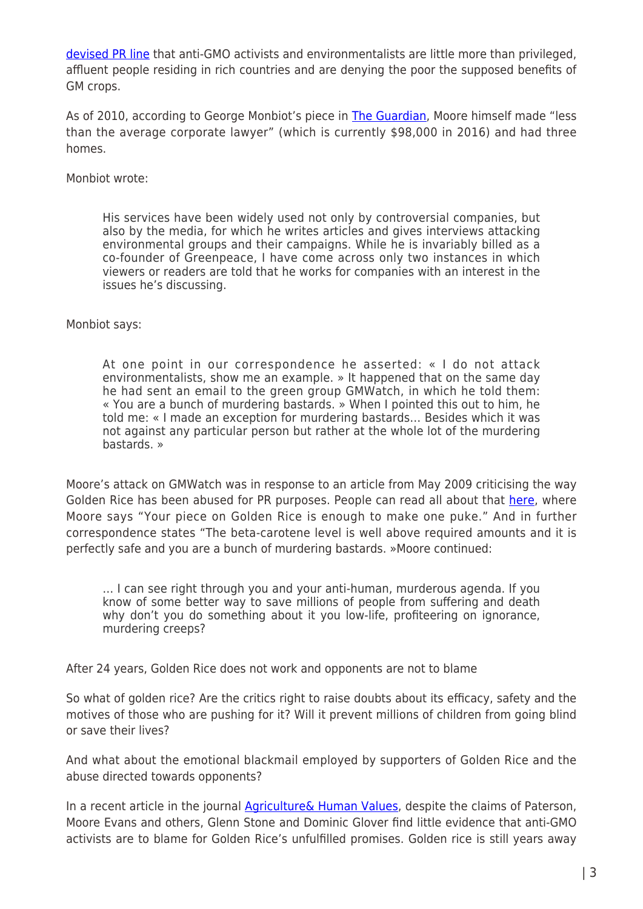devised PR line that anti-GMO activists and environmentalists are little more than privileged, affluent people residing in rich countries and are denying the poor the supposed benefits of GM crops.

As of 2010, according to George Monbiot's piece in The Guardian, Moore himself made "less than the average corporate lawyer" (which is currently $98,000 in 2016) and had three homes.

Monbiot wrote:

> His services have been widely used not only by controversial companies, but also by the media, for which he writes articles and gives interviews attacking environmental groups and their campaigns. While he is invariably billed as a co-founder of Greenpeace, I have come across only two instances in which viewers or readers are told that he works for companies with an interest in the issues he's discussing.

Monbiot says:

> At one point in our correspondence he asserted: « I do not attack environmentalists, show me an example. » It happened that on the same day he had sent an email to the green group GMWatch, in which he told them: « You are a bunch of murdering bastards. » When I pointed this out to him, he told me: « I made an exception for murdering bastards… Besides which it was not against any particular person but rather at the whole lot of the murdering bastards. »

Moore's attack on GMWatch was in response to an article from May 2009 criticising the way Golden Rice has been abused for PR purposes. People can read all about that here, where Moore says "Your piece on Golden Rice is enough to make one puke." And in further correspondence states "The beta-carotene level is well above required amounts and it is perfectly safe and you are a bunch of murdering bastards. »Moore continued:

> … I can see right through you and your anti-human, murderous agenda. If you know of some better way to save millions of people from suffering and death why don't you do something about it you low-life, profiteering on ignorance, murdering creeps?

After 24 years, Golden Rice does not work and opponents are not to blame

So what of golden rice? Are the critics right to raise doubts about its efficacy, safety and the motives of those who are pushing for it? Will it prevent millions of children from going blind or save their lives?

And what about the emotional blackmail employed by supporters of Golden Rice and the abuse directed towards opponents?

In a recent article in the journal Agriculture& Human Values, despite the claims of Paterson, Moore Evans and others, Glenn Stone and Dominic Glover find little evidence that anti-GMO activists are to blame for Golden Rice's unfulfilled promises. Golden rice is still years away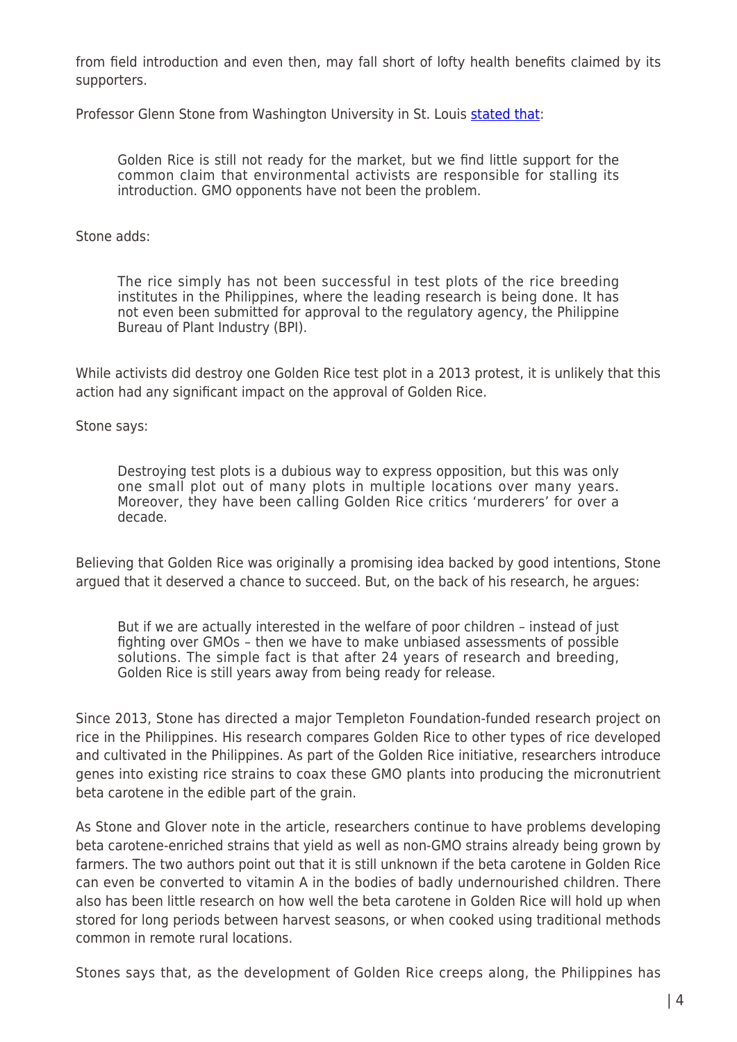from field introduction and even then, may fall short of lofty health benefits claimed by its supporters.

Professor Glenn Stone from Washington University in St. Louis [stated that](#):

> Golden Rice is still not ready for the market, but we find little support for the common claim that environmental activists are responsible for stalling its introduction. GMO opponents have not been the problem.

Stone adds:

> The rice simply has not been successful in test plots of the rice breeding institutes in the Philippines, where the leading research is being done. It has not even been submitted for approval to the regulatory agency, the Philippine Bureau of Plant Industry (BPI).

While activists did destroy one Golden Rice test plot in a 2013 protest, it is unlikely that this action had any significant impact on the approval of Golden Rice.

Stone says:

> Destroying test plots is a dubious way to express opposition, but this was only one small plot out of many plots in multiple locations over many years. Moreover, they have been calling Golden Rice critics 'murderers' for over a decade.

Believing that Golden Rice was originally a promising idea backed by good intentions, Stone argued that it deserved a chance to succeed. But, on the back of his research, he argues:

> But if we are actually interested in the welfare of poor children – instead of just fighting over GMOs – then we have to make unbiased assessments of possible solutions. The simple fact is that after 24 years of research and breeding, Golden Rice is still years away from being ready for release.

Since 2013, Stone has directed a major Templeton Foundation-funded research project on rice in the Philippines. His research compares Golden Rice to other types of rice developed and cultivated in the Philippines. As part of the Golden Rice initiative, researchers introduce genes into existing rice strains to coax these GMO plants into producing the micronutrient beta carotene in the edible part of the grain.

As Stone and Glover note in the article, researchers continue to have problems developing beta carotene-enriched strains that yield as well as non-GMO strains already being grown by farmers. The two authors point out that it is still unknown if the beta carotene in Golden Rice can even be converted to vitamin A in the bodies of badly undernourished children. There also has been little research on how well the beta carotene in Golden Rice will hold up when stored for long periods between harvest seasons, or when cooked using traditional methods common in remote rural locations.

Stones says that, as the development of Golden Rice creeps along, the Philippines has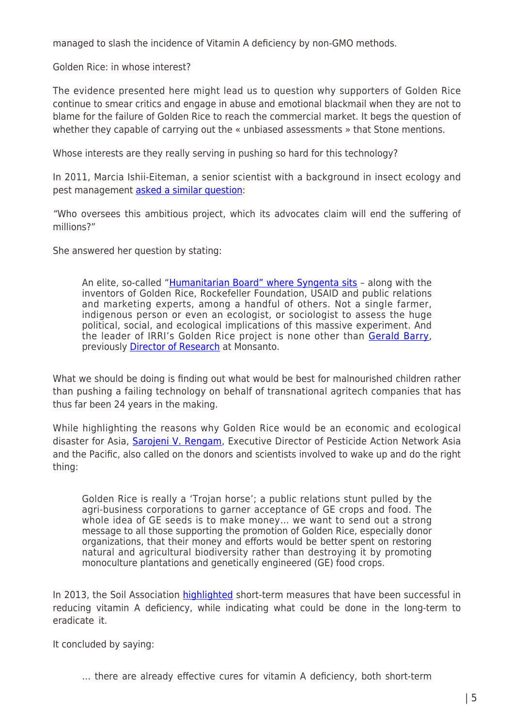managed to slash the incidence of Vitamin A deficiency by non-GMO methods.

## Golden Rice: in whose interest?

The evidence presented here might lead us to question why supporters of Golden Rice continue to smear critics and engage in abuse and emotional blackmail when they are not to blame for the failure of Golden Rice to reach the commercial market. It begs the question of whether they capable of carrying out the « unbiased assessments » that Stone mentions.

Whose interests are they really serving in pushing so hard for this technology?

In 2011, Marcia Ishii-Eiteman, a senior scientist with a background in insect ecology and pest management asked a similar question:

"Who oversees this ambitious project, which its advocates claim will end the suffering of millions?"

She answered her question by stating:

> An elite, so-called "Humanitarian Board" where Syngenta sits – along with the inventors of Golden Rice, Rockefeller Foundation, USAID and public relations and marketing experts, among a handful of others. Not a single farmer, indigenous person or even an ecologist, or sociologist to assess the huge political, social, and ecological implications of this massive experiment. And the leader of IRRI's Golden Rice project is none other than Gerald Barry, previously Director of Research at Monsanto.

What we should be doing is finding out what would be best for malnourished children rather than pushing a failing technology on behalf of transnational agritech companies that has thus far been 24 years in the making.

While highlighting the reasons why Golden Rice would be an economic and ecological disaster for Asia, Sarojeni V. Rengam, Executive Director of Pesticide Action Network Asia and the Pacific, also called on the donors and scientists involved to wake up and do the right thing:

> Golden Rice is really a 'Trojan horse'; a public relations stunt pulled by the agri-business corporations to garner acceptance of GE crops and food. The whole idea of GE seeds is to make money… we want to send out a strong message to all those supporting the promotion of Golden Rice, especially donor organizations, that their money and efforts would be better spent on restoring natural and agricultural biodiversity rather than destroying it by promoting monoculture plantations and genetically engineered (GE) food crops.

In 2013, the Soil Association highlighted short-term measures that have been successful in reducing vitamin A deficiency, while indicating what could be done in the long-term to eradicate it.

It concluded by saying:

> … there are already effective cures for vitamin A deficiency, both short-term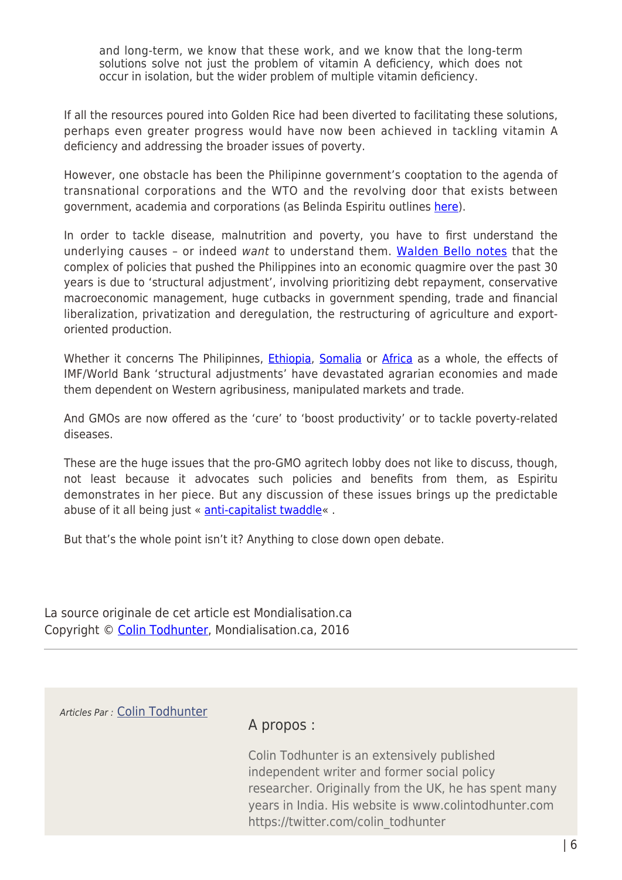> and long-term, we know that these work, and we know that the long-term solutions solve not just the problem of vitamin A deficiency, which does not occur in isolation, but the wider problem of multiple vitamin deficiency.

If all the resources poured into Golden Rice had been diverted to facilitating these solutions, perhaps even greater progress would have now been achieved in tackling vitamin A deficiency and addressing the broader issues of poverty.

However, one obstacle has been the Philipinne government's cooptation to the agenda of transnational corporations and the WTO and the revolving door that exists between government, academia and corporations (as Belinda Espiritu outlines here).

In order to tackle disease, malnutrition and poverty, you have to first understand the underlying causes – or indeed *want* to understand them. Walden Bello notes that the complex of policies that pushed the Philippines into an economic quagmire over the past 30 years is due to 'structural adjustment', involving prioritizing debt repayment, conservative macroeconomic management, huge cutbacks in government spending, trade and financial liberalization, privatization and deregulation, the restructuring of agriculture and export-oriented production.

Whether it concerns The Philipinnes, Ethiopia, Somalia or Africa as a whole, the effects of IMF/World Bank 'structural adjustments' have devastated agrarian economies and made them dependent on Western agribusiness, manipulated markets and trade.

And GMOs are now offered as the 'cure' to 'boost productivity' or to tackle poverty-related diseases.

These are the huge issues that the pro-GMO agritech lobby does not like to discuss, though, not least because it advocates such policies and benefits from them, as Espiritu demonstrates in her piece. But any discussion of these issues brings up the predictable abuse of it all being just « anti-capitalist twaddle« .

But that's the whole point isn't it? Anything to close down open debate.

La source originale de cet article est Mondialisation.ca
Copyright © Colin Todhunter, Mondialisation.ca, 2016

*Articles Par :* Colin Todhunter

A propos :

Colin Todhunter is an extensively published independent writer and former social policy researcher. Originally from the UK, he has spent many years in India. His website is www.colintodhunter.com https://twitter.com/colin_todhunter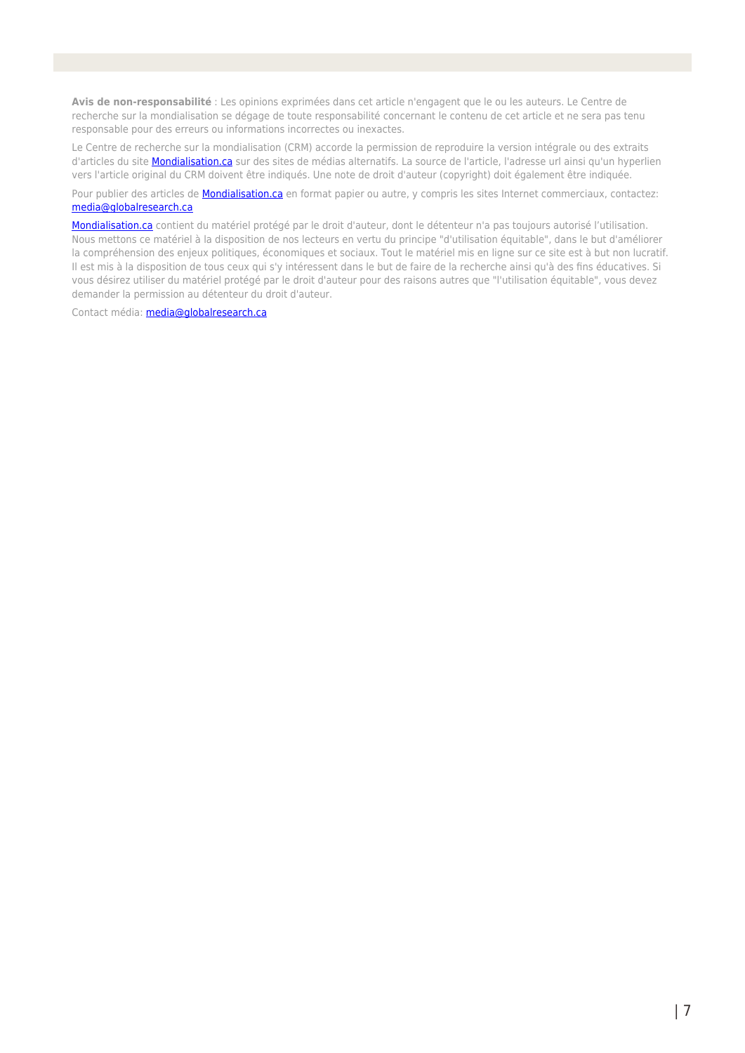**Avis de non-responsabilité** : Les opinions exprimées dans cet article n'engagent que le ou les auteurs. Le Centre de recherche sur la mondialisation se dégage de toute responsabilité concernant le contenu de cet article et ne sera pas tenu responsable pour des erreurs ou informations incorrectes ou inexactes.

Le Centre de recherche sur la mondialisation (CRM) accorde la permission de reproduire la version intégrale ou des extraits d'articles du site Mondialisation.ca sur des sites de médias alternatifs. La source de l'article, l'adresse url ainsi qu'un hyperlien vers l'article original du CRM doivent être indiqués. Une note de droit d'auteur (copyright) doit également être indiquée.

Pour publier des articles de Mondialisation.ca en format papier ou autre, y compris les sites Internet commerciaux, contactez: media@globalresearch.ca

Mondialisation.ca contient du matériel protégé par le droit d'auteur, dont le détenteur n'a pas toujours autorisé l'utilisation. Nous mettons ce matériel à la disposition de nos lecteurs en vertu du principe "d'utilisation équitable", dans le but d'améliorer la compréhension des enjeux politiques, économiques et sociaux. Tout le matériel mis en ligne sur ce site est à but non lucratif. Il est mis à la disposition de tous ceux qui s'y intéressent dans le but de faire de la recherche ainsi qu'à des fins éducatives. Si vous désirez utiliser du matériel protégé par le droit d'auteur pour des raisons autres que "l'utilisation équitable", vous devez demander la permission au détenteur du droit d'auteur.

Contact média: media@globalresearch.ca